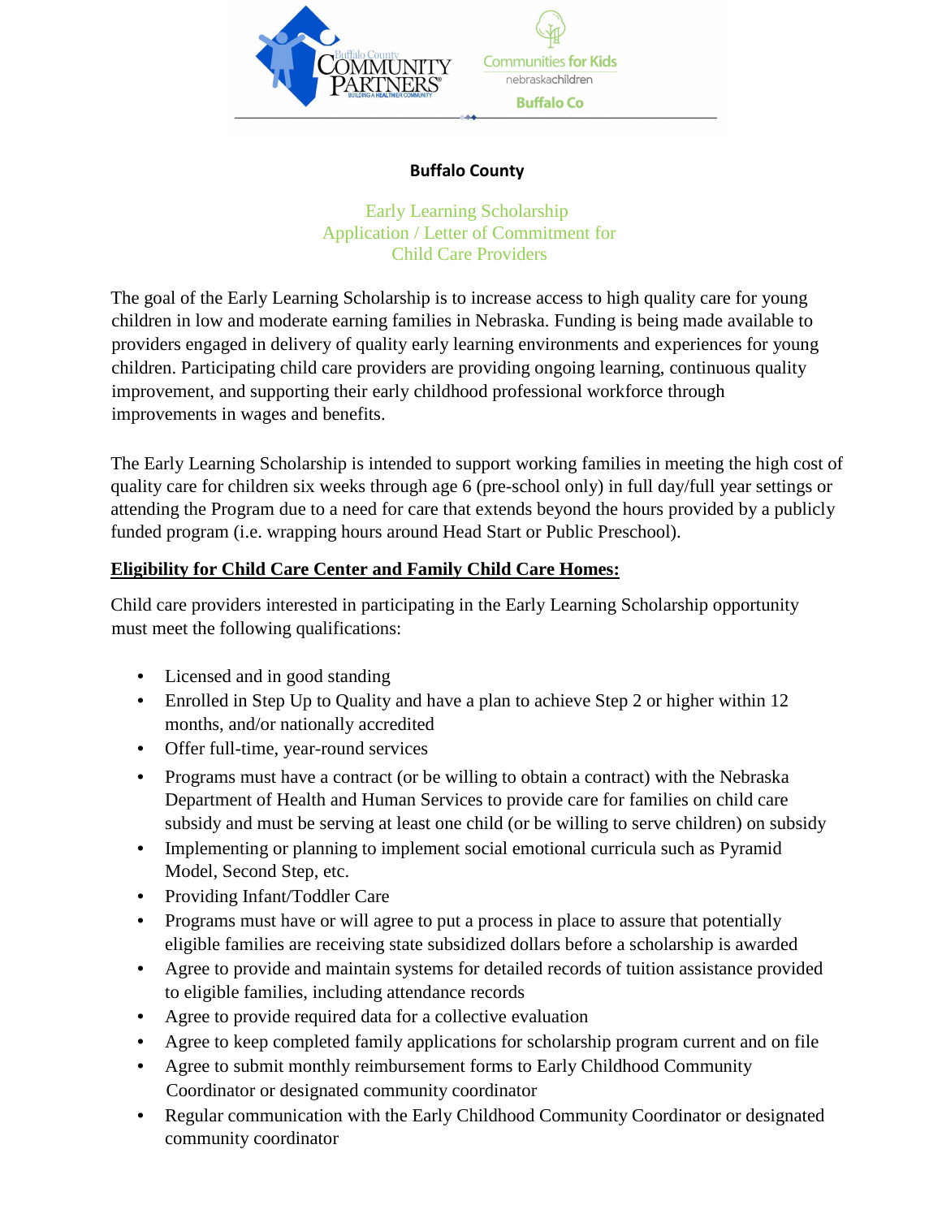**Buffalo County**

Early Learning Scholarship
Application / Letter of Commitment for
Child Care Providers

The goal of the Early Learning Scholarship is to increase access to high quality care for young children in low and moderate earning families in Nebraska. Funding is being made available to providers engaged in delivery of quality early learning environments and experiences for young children. Participating child care providers are providing ongoing learning, continuous quality improvement, and supporting their early childhood professional workforce through improvements in wages and benefits.

The Early Learning Scholarship is intended to support working families in meeting the high cost of quality care for children six weeks through age 6 (pre-school only) in full day/full year settings or attending the Program due to a need for care that extends beyond the hours provided by a publicly funded program (i.e. wrapping hours around Head Start or Public Preschool).

**Eligibility for Child Care Center and Family Child Care Homes:**

Child care providers interested in participating in the Early Learning Scholarship opportunity must meet the following qualifications:

- Licensed and in good standing
- Enrolled in Step Up to Quality and have a plan to achieve Step 2 or higher within 12 months, and/or nationally accredited
- Offer full-time, year-round services
- Programs must have a contract (or be willing to obtain a contract) with the Nebraska Department of Health and Human Services to provide care for families on child care subsidy and must be serving at least one child (or be willing to serve children) on subsidy
- Implementing or planning to implement social emotional curricula such as Pyramid Model, Second Step, etc.
- Providing Infant/Toddler Care
- Programs must have or will agree to put a process in place to assure that potentially eligible families are receiving state subsidized dollars before a scholarship is awarded
- Agree to provide and maintain systems for detailed records of tuition assistance provided to eligible families, including attendance records
- Agree to provide required data for a collective evaluation
- Agree to keep completed family applications for scholarship program current and on file
- Agree to submit monthly reimbursement forms to Early Childhood Community Coordinator or designated community coordinator
- Regular communication with the Early Childhood Community Coordinator or designated community coordinator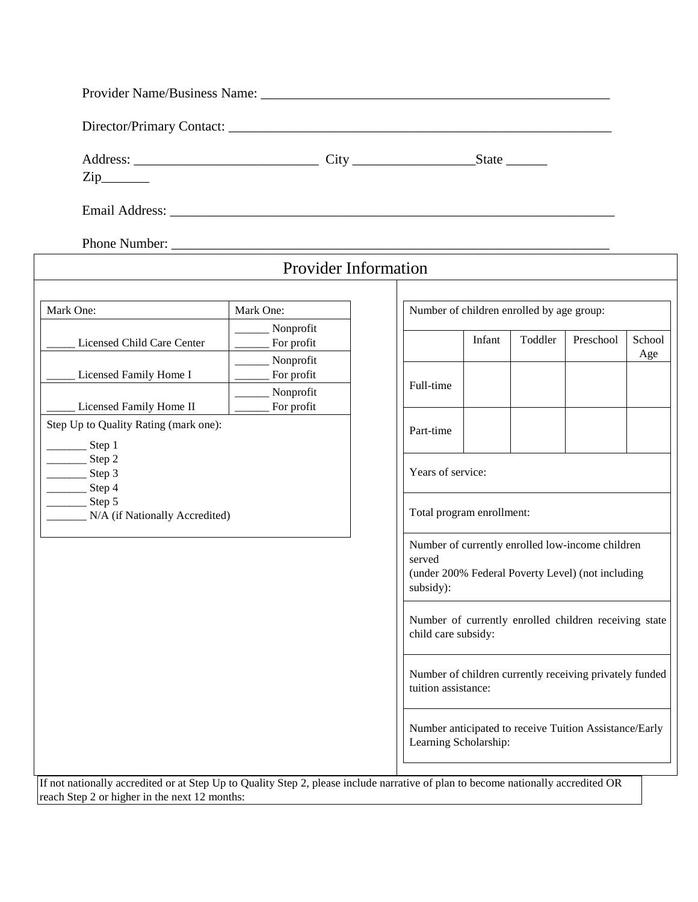Provider Name/Business Name: ___________________________________________________

Director/Primary Contact: _______________________________________________________

Address: ___________________________ City _________________State ______
Zip_______

Email Address: __________________________________________________________________

Phone Number: __________________________________________________________________

## Provider Information

| Mark One: | Mark One: |
|---|---|
| _____ Licensed Child Care Center | ______ Nonprofit<br>______ For profit |
| _____ Licensed Family Home I | ______ Nonprofit<br>______ For profit |
| _____ Licensed Family Home II | ______ Nonprofit<br>______ For profit |

Step Up to Quality Rating (mark one):

_______ Step 1
_______ Step 2
_______ Step 3
_______ Step 4
_______ Step 5
_______ N/A (if Nationally Accredited)

Number of children enrolled by age group:

| | Infant | Toddler | Preschool | School Age |
|---|---|---|---|---|
| Full-time | | | | |
| Part-time | | | | |

Years of service:

Total program enrollment:

Number of currently enrolled low-income children served
(under 200% Federal Poverty Level) (not including subsidy):

Number of currently enrolled children receiving state child care subsidy:

Number of children currently receiving privately funded tuition assistance:

Number anticipated to receive Tuition Assistance/Early Learning Scholarship:

If not nationally accredited or at Step Up to Quality Step 2, please include narrative of plan to become nationally accredited OR reach Step 2 or higher in the next 12 months: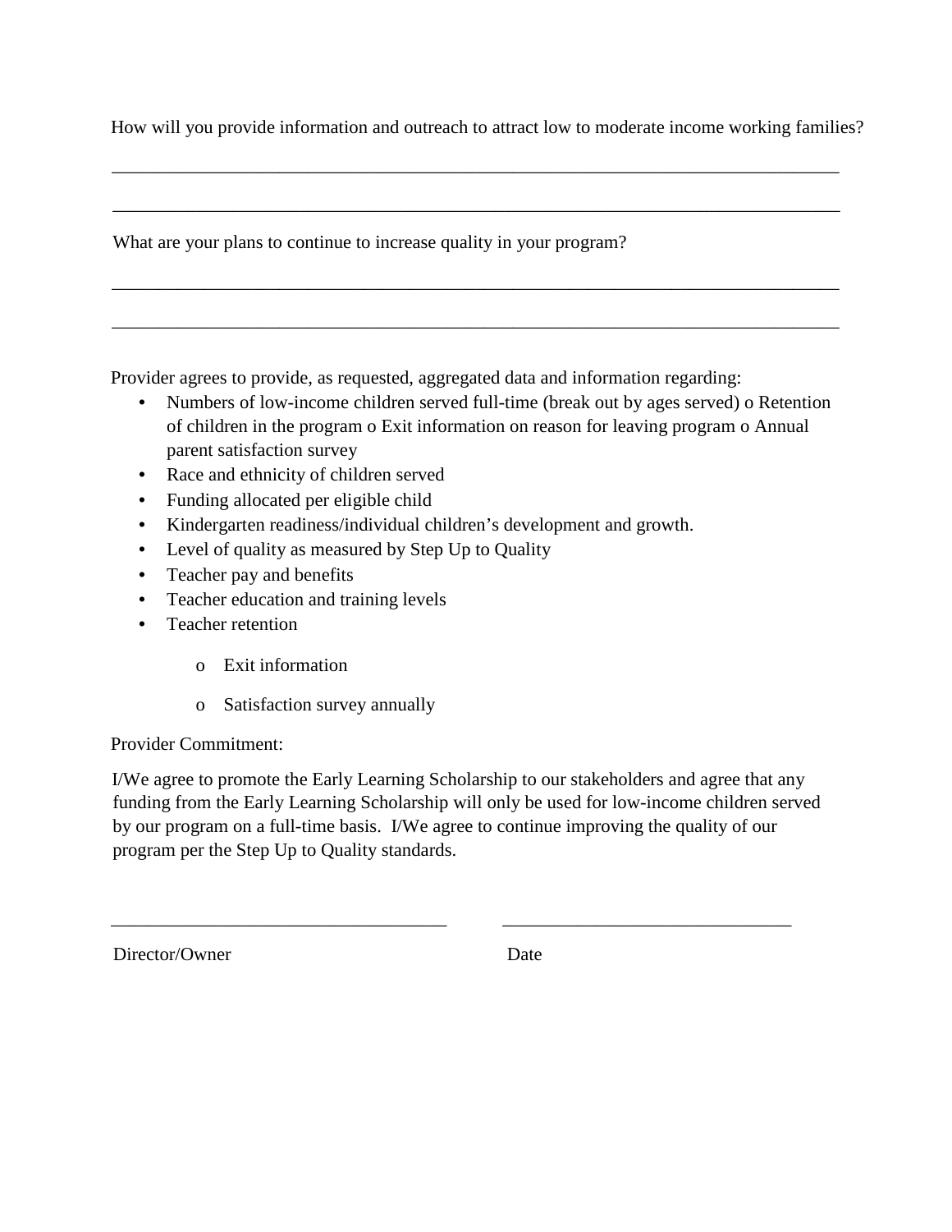How will you provide information and outreach to attract low to moderate income working families?

\_\_\_\_\_\_\_\_\_\_\_\_\_\_\_\_\_\_\_\_\_\_\_\_\_\_\_\_\_\_\_\_\_\_\_\_\_\_\_\_\_\_\_\_\_\_\_\_\_\_\_\_\_\_\_\_\_\_\_\_\_\_\_\_\_\_\_\_\_\_\_\_\_\_\_\_\_\_

\_\_\_\_\_\_\_\_\_\_\_\_\_\_\_\_\_\_\_\_\_\_\_\_\_\_\_\_\_\_\_\_\_\_\_\_\_\_\_\_\_\_\_\_\_\_\_\_\_\_\_\_\_\_\_\_\_\_\_\_\_\_\_\_\_\_\_\_\_\_\_\_\_\_\_\_\_\_

What are your plans to continue to increase quality in your program?

\_\_\_\_\_\_\_\_\_\_\_\_\_\_\_\_\_\_\_\_\_\_\_\_\_\_\_\_\_\_\_\_\_\_\_\_\_\_\_\_\_\_\_\_\_\_\_\_\_\_\_\_\_\_\_\_\_\_\_\_\_\_\_\_\_\_\_\_\_\_\_\_\_\_\_\_\_\_

\_\_\_\_\_\_\_\_\_\_\_\_\_\_\_\_\_\_\_\_\_\_\_\_\_\_\_\_\_\_\_\_\_\_\_\_\_\_\_\_\_\_\_\_\_\_\_\_\_\_\_\_\_\_\_\_\_\_\_\_\_\_\_\_\_\_\_\_\_\_\_\_\_\_\_\_\_\_

Provider agrees to provide, as requested, aggregated data and information regarding:

- Numbers of low-income children served full-time (break out by ages served) o Retention of children in the program o Exit information on reason for leaving program o Annual parent satisfaction survey
- Race and ethnicity of children served
- Funding allocated per eligible child
- Kindergarten readiness/individual children's development and growth.
- Level of quality as measured by Step Up to Quality
- Teacher pay and benefits
- Teacher education and training levels
- Teacher retention
    - Exit information
    - Satisfaction survey annually

Provider Commitment:

I/We agree to promote the Early Learning Scholarship to our stakeholders and agree that any funding from the Early Learning Scholarship will only be used for low-income children served by our program on a full-time basis. I/We agree to continue improving the quality of our program per the Step Up to Quality standards.

\_\_\_\_\_\_\_\_\_\_\_\_\_\_\_\_\_\_\_\_\_\_\_\_\_\_\_\_\_\_\_\_\_\_\_\_ \_\_\_\_\_\_\_\_\_\_\_\_\_\_\_\_\_\_\_\_\_\_\_\_\_\_\_\_\_\_\_\_

Director/Owner Date